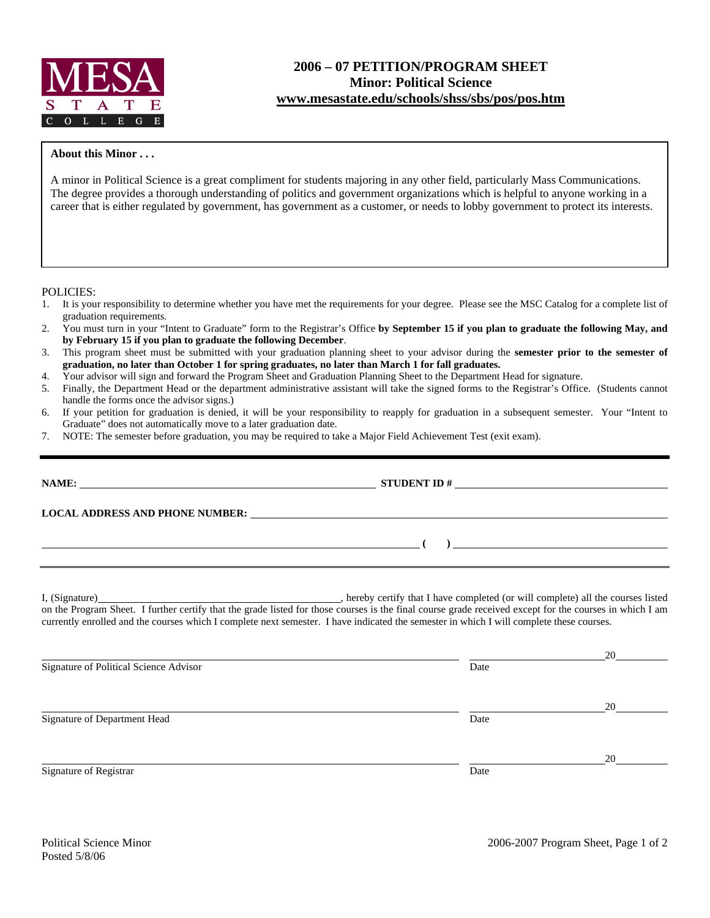MESA STATE COLLEGE

# 2006 – 07 PETITION/PROGRAM SHEET
## Minor: Political Science
**www.mesastate.edu/schools/shss/sbs/pos/pos.htm**

**About this Minor . . .**

A minor in Political Science is a great compliment for students majoring in any other field, particularly Mass Communications. The degree provides a thorough understanding of politics and government organizations which is helpful to anyone working in a career that is either regulated by government, has government as a customer, or needs to lobby government to protect its interests.

POLICIES:

1. It is your responsibility to determine whether you have met the requirements for your degree. Please see the MSC Catalog for a complete list of graduation requirements.
2. You must turn in your "Intent to Graduate" form to the Registrar's Office **by September 15 if you plan to graduate the following May, and by February 15 if you plan to graduate the following December**.
3. This program sheet must be submitted with your graduation planning sheet to your advisor during the **semester prior to the semester of graduation, no later than October 1 for spring graduates, no later than March 1 for fall graduates.**
4. Your advisor will sign and forward the Program Sheet and Graduation Planning Sheet to the Department Head for signature.
5. Finally, the Department Head or the department administrative assistant will take the signed forms to the Registrar's Office. (Students cannot handle the forms once the advisor signs.)
6. If your petition for graduation is denied, it will be your responsibility to reapply for graduation in a subsequent semester. Your "Intent to Graduate" does not automatically move to a later graduation date.
7. NOTE: The semester before graduation, you may be required to take a Major Field Achievement Test (exit exam).

**NAME:** ______________________________ **STUDENT ID #** ______________________________

**LOCAL ADDRESS AND PHONE NUMBER:** ______________________________

______________________________ **( )** ______________________________

I, (Signature)______________________________, hereby certify that I have completed (or will complete) all the courses listed on the Program Sheet. I further certify that the grade listed for those courses is the final course grade received except for the courses in which I am currently enrolled and the courses which I complete next semester. I have indicated the semester in which I will complete these courses.

______________________________ ______________________________ 20______
Signature of Political Science Advisor Date

______________________________ ______________________________ 20______
Signature of Department Head Date

______________________________ ______________________________ 20______
Signature of Registrar Date

Political Science Minor
Posted 5/8/06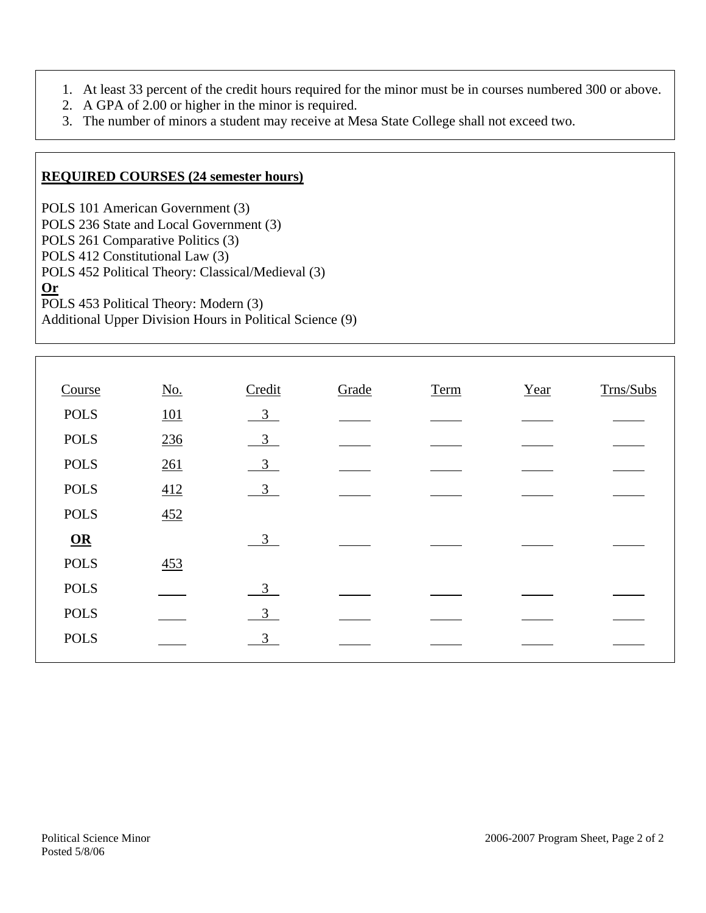1. At least 33 percent of the credit hours required for the minor must be in courses numbered 300 or above.
2. A GPA of 2.00 or higher in the minor is required.
3. The number of minors a student may receive at Mesa State College shall not exceed two.

## REQUIRED COURSES (24 semester hours)

POLS 101 American Government (3)
POLS 236 State and Local Government (3)
POLS 261 Comparative Politics (3)
POLS 412 Constitutional Law (3)
POLS 452 Political Theory: Classical/Medieval (3)
**Or**
POLS 453 Political Theory: Modern (3)
Additional Upper Division Hours in Political Science (9)

| Course | No. | Credit | Grade | Term | Year | Trns/Subs |
|---|---|---|---|---|---|---|
| POLS | 101 | 3 | | | | |
| POLS | 236 | 3 | | | | |
| POLS | 261 | 3 | | | | |
| POLS | 412 | 3 | | | | |
| POLS | 452 | | | | | |
| **OR** | | 3 | | | | |
| POLS | 453 | | | | | |
| POLS | | 3 | | | | |
| POLS | | 3 | | | | |
| POLS | | 3 | | | | |

Political Science Minor
Posted 5/8/06